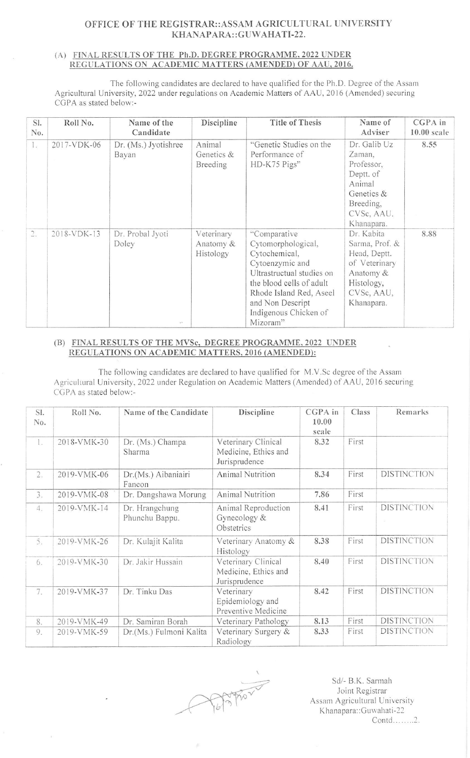# OFFICE OF THE REGISTRAR::ASSAM AGRICULTURAL UNIVERSITY KHANAPARA::GUWAHATI-22.

## (A) FINAL RESULTS OF THE Ph.D. DEGREE PROGRAMME, 2022 UNDER REGULATIONS ON ACADEMIC MATTERS (AMENDED) OF AAU, 2016.

The following candidates are declared to have qualified for the Ph.D. Degree of the Assam Agricultural University, 2022 under regulations on Academic Matters of AAU, 2016 (Amended) securing CGPA as stated below:-

| Sl. No. | Roll No. | Name of the Candidate | Discipline | Title of Thesis | Name of Adviser | CGPA in 10.00 scale |
|---|---|---|---|---|---|---|
| 1. | 2017-VDK-06 | Dr. (Ms.) Jyotishree Bayan | Animal Genetics & Breeding | "Genetic Studies on the Performance of HD-K75 Pigs" | Dr. Galib Uz Zaman, Professor, Deptt. of Animal Genetics & Breeding, CVSc, AAU, Khanapara. | 8.55 |
| 2. | 2018-VDK-13 | Dr. Probal Jyoti Doley | Veterinary Anatomy & Histology | "Comparative Cytomorphological, Cytochemical, Cytoenzymic and Ultrastructual studies on the blood cells of adult Rhode Island Red, Aseel and Non Descript Indigenous Chicken of Mizoram" | Dr. Kabita Sarma, Prof. & Head, Deptt. of Veterinary Anatomy & Histology, CVSc, AAU, Khanapara. | 8.88 |

## (B) FINAL RESULTS OF THE MVSc. DEGREE PROGRAMME, 2022 UNDER REGULATIONS ON ACADEMIC MATTERS, 2016 (AMENDED):

The following candidates are declared to have qualified for M.V.Sc degree of the Assam Agricultural University, 2022 under Regulation on Academic Matters (Amended) of AAU, 2016 securing CGPA as stated below:-

| Sl. No. | Roll No. | Name of the Candidate | Discipline | CGPA in 10.00 scale | Class | Remarks |
|---|---|---|---|---|---|---|
| 1. | 2018-VMK-30 | Dr. (Ms.) Champa Sharma | Veterinary Clinical Medicine, Ethics and Jurisprudence | 8.32 | First | |
| 2. | 2019-VMK-06 | Dr.(Ms.) Aibaniairi Fancon | Animal Nutrition | 8.34 | First | DISTINCTION |
| 3. | 2019-VMK-08 | Dr. Dangshawa Morung | Animal Nutrition | 7.86 | First | |
| 4. | 2019-VMK-14 | Dr. Hrangchung Phunchu Bappu. | Animal Reproduction Gynecology & Obstetrics | 8.41 | First | DISTINCTION |
| 5. | 2019-VMK-26 | Dr. Kulajit Kalita | Veterinary Anatomy & Histology | 8.38 | First | DISTINCTION |
| 6. | 2019-VMK-30 | Dr. Jakir Hussain | Veterinary Clinical Medicine, Ethics and Jurisprudence | 8.40 | First | DISTINCTION |
| 7. | 2019-VMK-37 | Dr. Tinku Das | Veterinary Epidemiology and Preventive Medicine | 8.42 | First | DISTINCTION |
| 8. | 2019-VMK-49 | Dr. Samiran Borah | Veterinary Pathology | 8.13 | First | DISTINCTION |
| 9. | 2019-VMK-59 | Dr.(Ms.) Fulmoni Kalita | Veterinary Surgery & Radiology | 8.33 | First | DISTINCTION |

Sd/- B.K. Sarmah
Joint Registrar
Assam Agricultural University
Khanapara::Guwahati-22

Contd........2.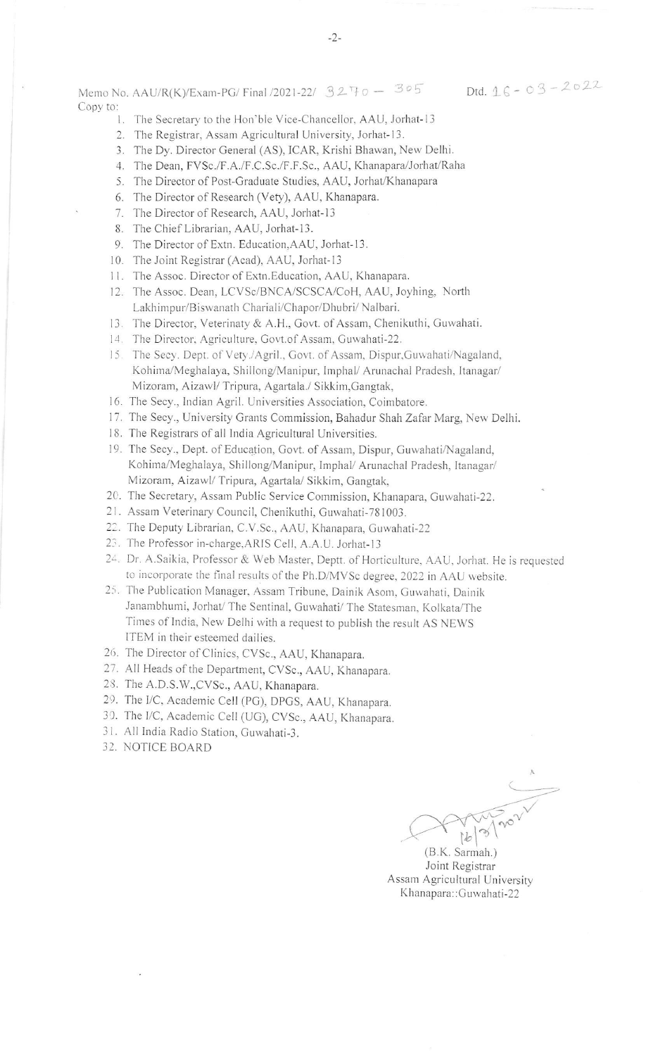Memo No. AAU/R(K)/Exam-PG/ Final /2021-22/ 3270 – 305 Dtd. 16-03-2022

Copy to:

1. The Secretary to the Hon'ble Vice-Chancellor, AAU, Jorhat-13
2. The Registrar, Assam Agricultural University, Jorhat-13.
3. The Dy. Director General (AS), ICAR, Krishi Bhawan, New Delhi.
4. The Dean, FVSc./F.A./F.C.Sc./F.F.Sc., AAU, Khanapara/Jorhat/Raha
5. The Director of Post-Graduate Studies, AAU, Jorhat/Khanapara
6. The Director of Research (Vety), AAU, Khanapara.
7. The Director of Research, AAU, Jorhat-13
8. The Chief Librarian, AAU, Jorhat-13.
9. The Director of Extn. Education,AAU, Jorhat-13.
10. The Joint Registrar (Acad), AAU, Jorhat-13
11. The Assoc. Director of Extn.Education, AAU, Khanapara.
12. The Assoc. Dean, LCVSc/BNCA/SCSCA/CoH, AAU, Joyhing, North Lakhimpur/Biswanath Chariali/Chapor/Dhubri/ Nalbari.
13. The Director, Veterinaty & A.H., Govt. of Assam, Chenikuthi, Guwahati.
14. The Director, Agriculture, Govt.of Assam, Guwahati-22.
15. The Secy. Dept. of Vety./Agril., Govt. of Assam, Dispur,Guwahati/Nagaland, Kohima/Meghalaya, Shillong/Manipur, Imphal/ Arunachal Pradesh, Itanagar/ Mizoram, Aizawl/ Tripura, Agartala./ Sikkim,Gangtak,
16. The Secy., Indian Agril. Universities Association, Coimbatore.
17. The Secy., University Grants Commission, Bahadur Shah Zafar Marg, New Delhi.
18. The Registrars of all India Agricultural Universities.
19. The Secy., Dept. of Education, Govt. of Assam, Dispur, Guwahati/Nagaland, Kohima/Meghalaya, Shillong/Manipur, Imphal/ Arunachal Pradesh, Itanagar/ Mizoram, Aizawl/ Tripura, Agartala/ Sikkim, Gangtak,
20. The Secretary, Assam Public Service Commission, Khanapara, Guwahati-22.
21. Assam Veterinary Council, Chenikuthi, Guwahati-781003.
22. The Deputy Librarian, C.V.Sc., AAU, Khanapara, Guwahati-22
23. The Professor in-charge,ARIS Cell, A.A.U. Jorhat-13
24. Dr. A.Saikia, Professor & Web Master, Deptt. of Horticulture, AAU, Jorhat. He is requested to incorporate the final results of the Ph.D/MVSc degree, 2022 in AAU website.
25. The Publication Manager, Assam Tribune, Dainik Asom, Guwahati, Dainik Janambhumi, Jorhat/ The Sentinal, Guwahati/ The Statesman, Kolkata/The Times of India, New Delhi with a request to publish the result AS NEWS ITEM in their esteemed dailies.
26. The Director of Clinics, CVSc., AAU, Khanapara.
27. All Heads of the Department, CVSc., AAU, Khanapara.
28. The A.D.S.W.,CVSc., AAU, Khanapara.
29. The I/C, Academic Cell (PG), DPGS, AAU, Khanapara.
30. The I/C, Academic Cell (UG), CVSc., AAU, Khanapara.
31. All India Radio Station, Guwahati-3.
32. NOTICE BOARD

16/3/2022

(B.K. Sarmah.)
Joint Registrar
Assam Agricultural University
Khanapara::Guwahati-22